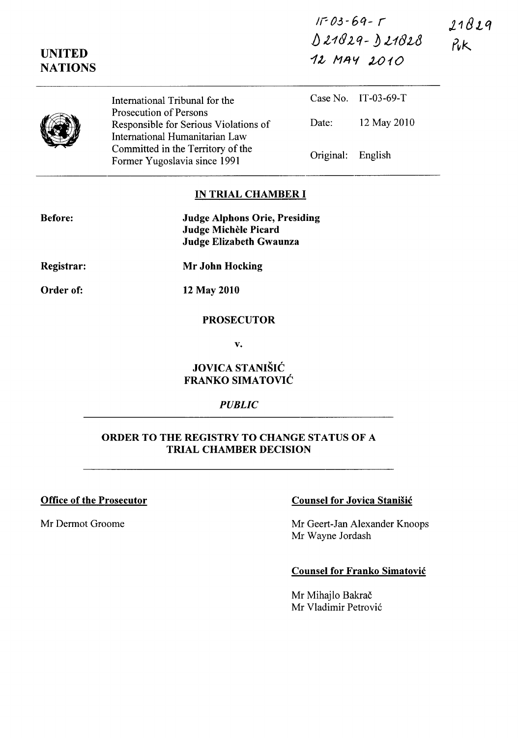IT-03-69-T
D21829-D21828
12 MAY 2010

21829
PvK

UNITED NATIONS

International Tribunal for the Prosecution of Persons Responsible for Serious Violations of International Humanitarian Law Committed in the Territory of the Former Yugoslavia since 1991

| | |
|---|---|
| Case No. | IT-03-69-T |
| Date: | 12 May 2010 |
| Original: | English |

## IN TRIAL CHAMBER I

**Before:** **Judge Alphons Orie, Presiding**
**Judge Michèle Picard**
**Judge Elizabeth Gwaunza**

**Registrar:** **Mr John Hocking**

**Order of:** **12 May 2010**

**PROSECUTOR**

**v.**

**JOVICA STANIŠIĆ**
**FRANKO SIMATOVIĆ**

*PUBLIC*

## ORDER TO THE REGISTRY TO CHANGE STATUS OF A TRIAL CHAMBER DECISION

**Office of the Prosecutor**

Mr Dermot Groome

**Counsel for Jovica Stanišić**

Mr Geert-Jan Alexander Knoops
Mr Wayne Jordash

**Counsel for Franko Simatović**

Mr Mihajlo Bakrač
Mr Vladimir Petrović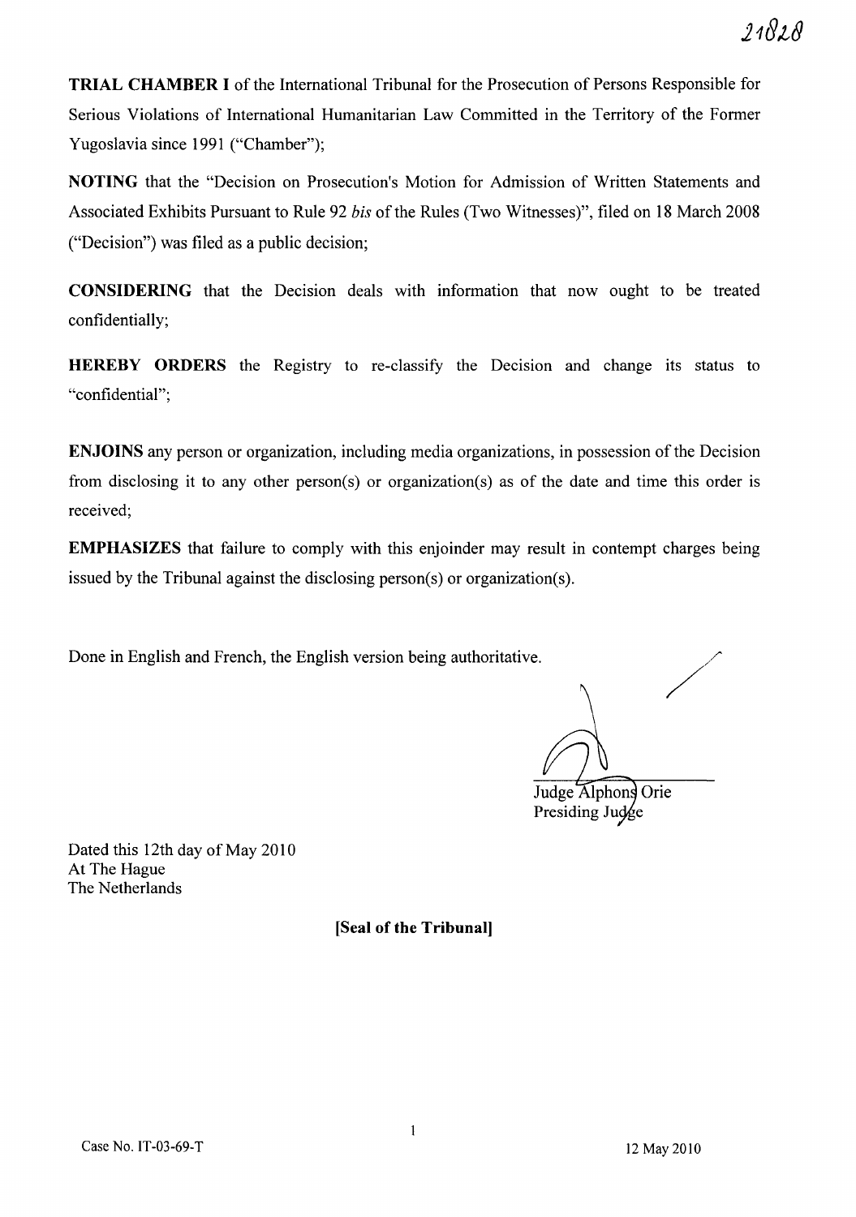**TRIAL CHAMBER I** of the International Tribunal for the Prosecution of Persons Responsible for Serious Violations of International Humanitarian Law Committed in the Territory of the Former Yugoslavia since 1991 ("Chamber");

**NOTING** that the "Decision on Prosecution's Motion for Admission of Written Statements and Associated Exhibits Pursuant to Rule 92 *bis* of the Rules (Two Witnesses)", filed on 18 March 2008 ("Decision") was filed as a public decision;

**CONSIDERING** that the Decision deals with information that now ought to be treated confidentially;

**HEREBY ORDERS** the Registry to re-classify the Decision and change its status to "confidential";

**ENJOINS** any person or organization, including media organizations, in possession of the Decision from disclosing it to any other person(s) or organization(s) as of the date and time this order is received;

**EMPHASIZES** that failure to comply with this enjoinder may result in contempt charges being issued by the Tribunal against the disclosing person(s) or organization(s).

Done in English and French, the English version being authoritative.

Judge Alphons Orie
Presiding Judge

Dated this 12th day of May 2010
At The Hague
The Netherlands

**[Seal of the Tribunal]**

Case No. IT-03-69-T 12 May 2010